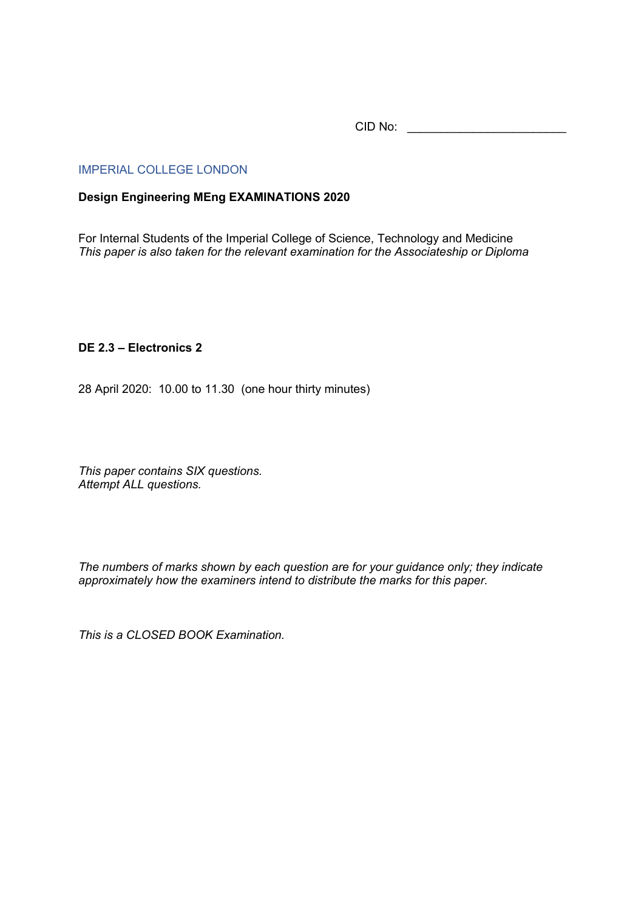CID No: ________________________

IMPERIAL COLLEGE LONDON

**Design Engineering MEng EXAMINATIONS 2020**

For Internal Students of the Imperial College of Science, Technology and Medicine
*This paper is also taken for the relevant examination for the Associateship or Diploma*

**DE 2.3 – Electronics 2**

28 April 2020: 10.00 to 11.30 (one hour thirty minutes)

*This paper contains SIX questions.*
*Attempt ALL questions.*

*The numbers of marks shown by each question are for your guidance only; they indicate approximately how the examiners intend to distribute the marks for this paper.*

*This is a CLOSED BOOK Examination.*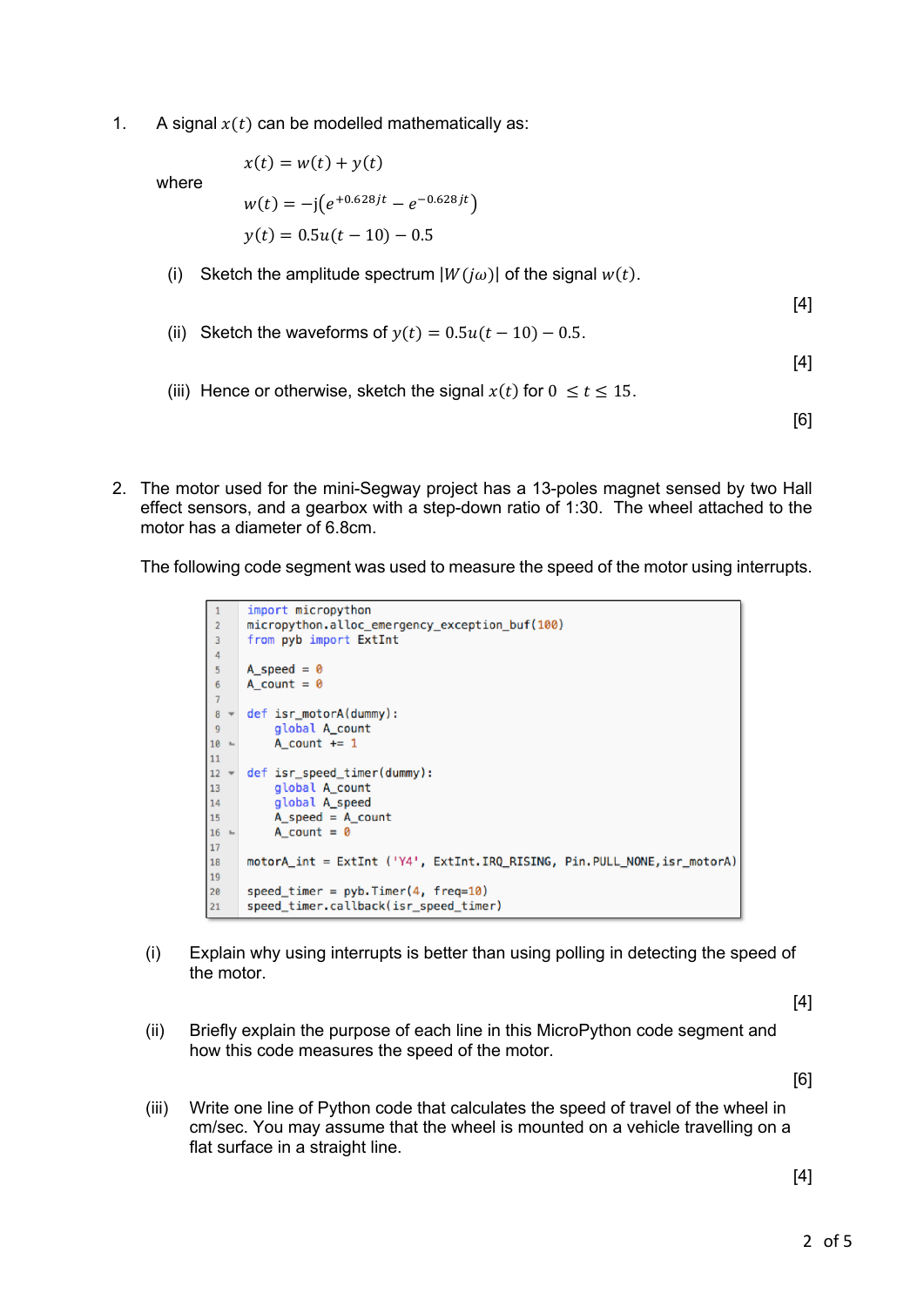1. A signal $x(t)$ can be modelled mathematically as:

$$x(t) = w(t) + y(t)$$

where

$$w(t) = -\mathrm{j}\left(e^{+0.628jt} - e^{-0.628jt}\right)$$

$$y(t) = 0.5u(t - 10) - 0.5$$

   (i) Sketch the amplitude spectrum $|W(j\omega)|$ of the signal $w(t)$.

[4]

   (ii) Sketch the waveforms of $y(t) = 0.5u(t - 10) - 0.5$.

[4]

   (iii) Hence or otherwise, sketch the signal $x(t)$ for $0 \leq t \leq 15$.

[6]

2. The motor used for the mini-Segway project has a 13-poles magnet sensed by two Hall effect sensors, and a gearbox with a step-down ratio of 1:30. The wheel attached to the motor has a diameter of 6.8cm.

   The following code segment was used to measure the speed of the motor using interrupts.

```
1   import micropython
2   micropython.alloc_emergency_exception_buf(100)
3   from pyb import ExtInt
4
5   A_speed = 0
6   A_count = 0
7
8   def isr_motorA(dummy):
9       global A_count
10      A_count += 1
11
12  def isr_speed_timer(dummy):
13      global A_count
14      global A_speed
15      A_speed = A_count
16      A_count = 0
17
18  motorA_int = ExtInt ('Y4', ExtInt.IRQ_RISING, Pin.PULL_NONE,isr_motorA)
19
20  speed_timer = pyb.Timer(4, freq=10)
21  speed_timer.callback(isr_speed_timer)
```

   (i) Explain why using interrupts is better than using polling in detecting the speed of the motor.

[4]

   (ii) Briefly explain the purpose of each line in this MicroPython code segment and how this code measures the speed of the motor.

[6]

   (iii) Write one line of Python code that calculates the speed of travel of the wheel in cm/sec. You may assume that the wheel is mounted on a vehicle travelling on a flat surface in a straight line.

[4]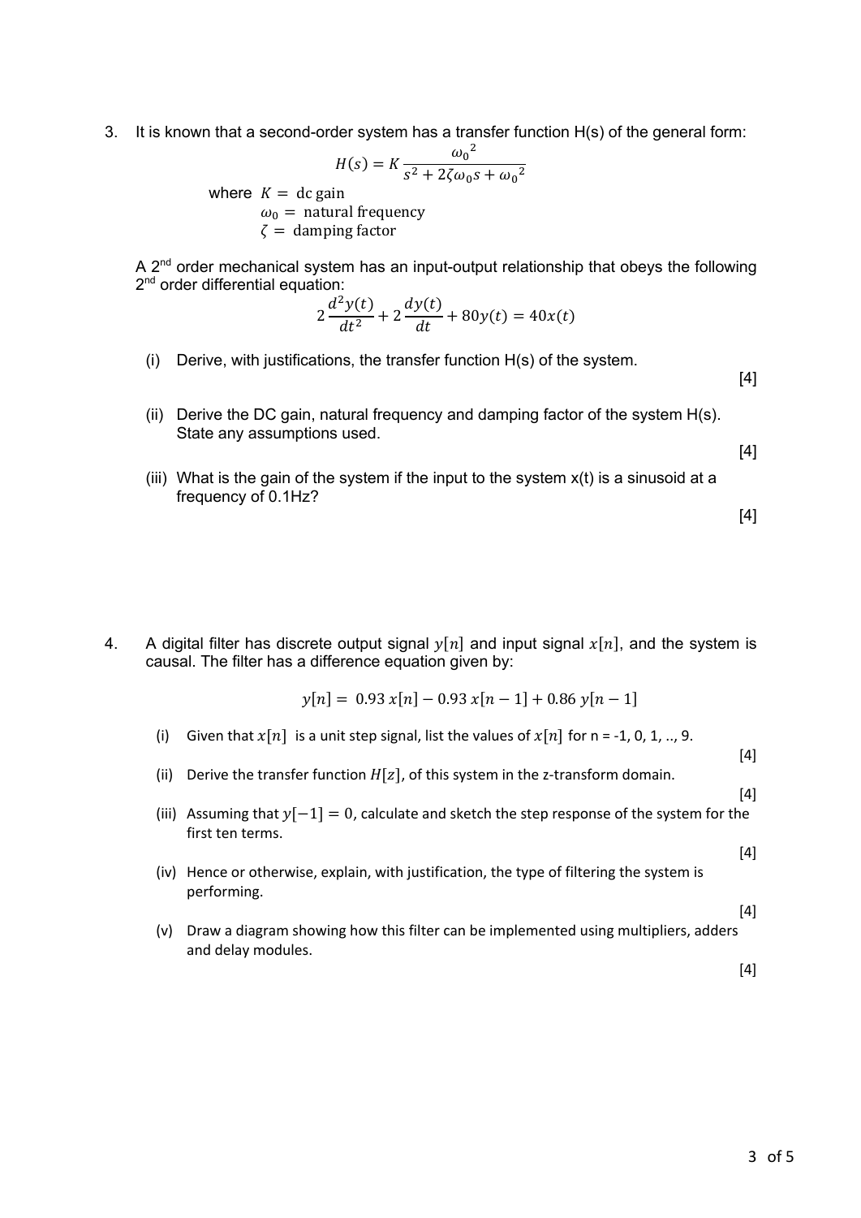3. It is known that a second-order system has a transfer function H(s) of the general form:

$$H(s) = K\frac{\omega_0{}^2}{s^2 + 2\zeta\omega_0 s + \omega_0{}^2}$$

where $K =$ dc gain
$\omega_0 =$ natural frequency
$\zeta =$ damping factor

A 2nd order mechanical system has an input-output relationship that obeys the following 2nd order differential equation:

$$2\frac{d^2y(t)}{dt^2} + 2\frac{dy(t)}{dt} + 80y(t) = 40x(t)$$

(i) Derive, with justifications, the transfer function H(s) of the system. [4]

(ii) Derive the DC gain, natural frequency and damping factor of the system H(s). State any assumptions used. [4]

(iii) What is the gain of the system if the input to the system x(t) is a sinusoid at a frequency of 0.1Hz? [4]

4. A digital filter has discrete output signal $y[n]$ and input signal $x[n]$, and the system is causal. The filter has a difference equation given by:

$$y[n] = 0.93\,x[n] - 0.93\,x[n-1] + 0.86\,y[n-1]$$

(i) Given that $x[n]$ is a unit step signal, list the values of $x[n]$ for n = -1, 0, 1, .., 9. [4]

(ii) Derive the transfer function $H[z]$, of this system in the z-transform domain. [4]

(iii) Assuming that $y[-1] = 0$, calculate and sketch the step response of the system for the first ten terms. [4]

(iv) Hence or otherwise, explain, with justification, the type of filtering the system is performing. [4]

(v) Draw a diagram showing how this filter can be implemented using multipliers, adders and delay modules. [4]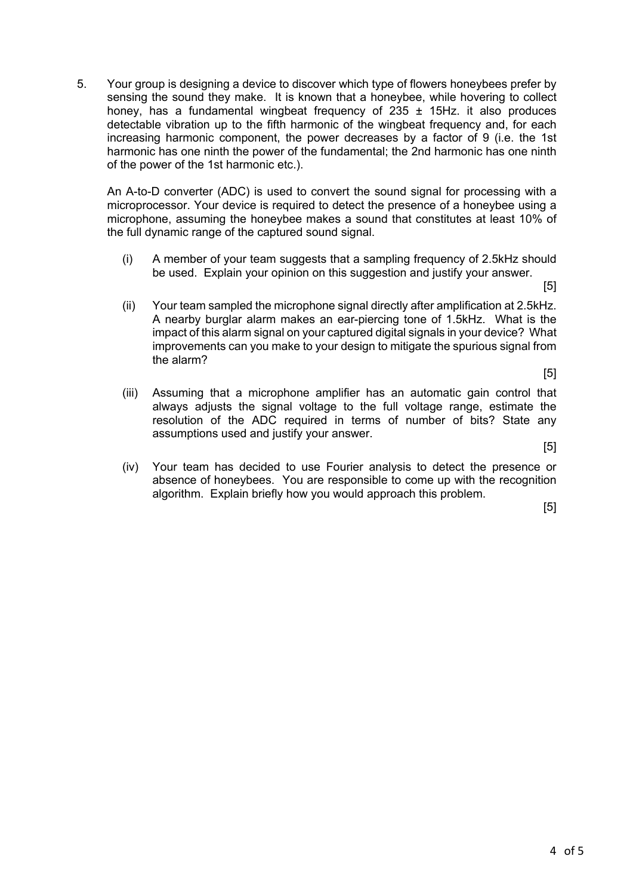5. Your group is designing a device to discover which type of flowers honeybees prefer by sensing the sound they make. It is known that a honeybee, while hovering to collect honey, has a fundamental wingbeat frequency of 235 ± 15Hz. it also produces detectable vibration up to the fifth harmonic of the wingbeat frequency and, for each increasing harmonic component, the power decreases by a factor of 9 (i.e. the 1st harmonic has one ninth the power of the fundamental; the 2nd harmonic has one ninth of the power of the 1st harmonic etc.).

   An A-to-D converter (ADC) is used to convert the sound signal for processing with a microprocessor. Your device is required to detect the presence of a honeybee using a microphone, assuming the honeybee makes a sound that constitutes at least 10% of the full dynamic range of the captured sound signal.

   (i) A member of your team suggests that a sampling frequency of 2.5kHz should be used. Explain your opinion on this suggestion and justify your answer.

   [5]

   (ii) Your team sampled the microphone signal directly after amplification at 2.5kHz. A nearby burglar alarm makes an ear-piercing tone of 1.5kHz. What is the impact of this alarm signal on your captured digital signals in your device? What improvements can you make to your design to mitigate the spurious signal from the alarm?

   [5]

   (iii) Assuming that a microphone amplifier has an automatic gain control that always adjusts the signal voltage to the full voltage range, estimate the resolution of the ADC required in terms of number of bits? State any assumptions used and justify your answer.

   [5]

   (iv) Your team has decided to use Fourier analysis to detect the presence or absence of honeybees. You are responsible to come up with the recognition algorithm. Explain briefly how you would approach this problem.

   [5]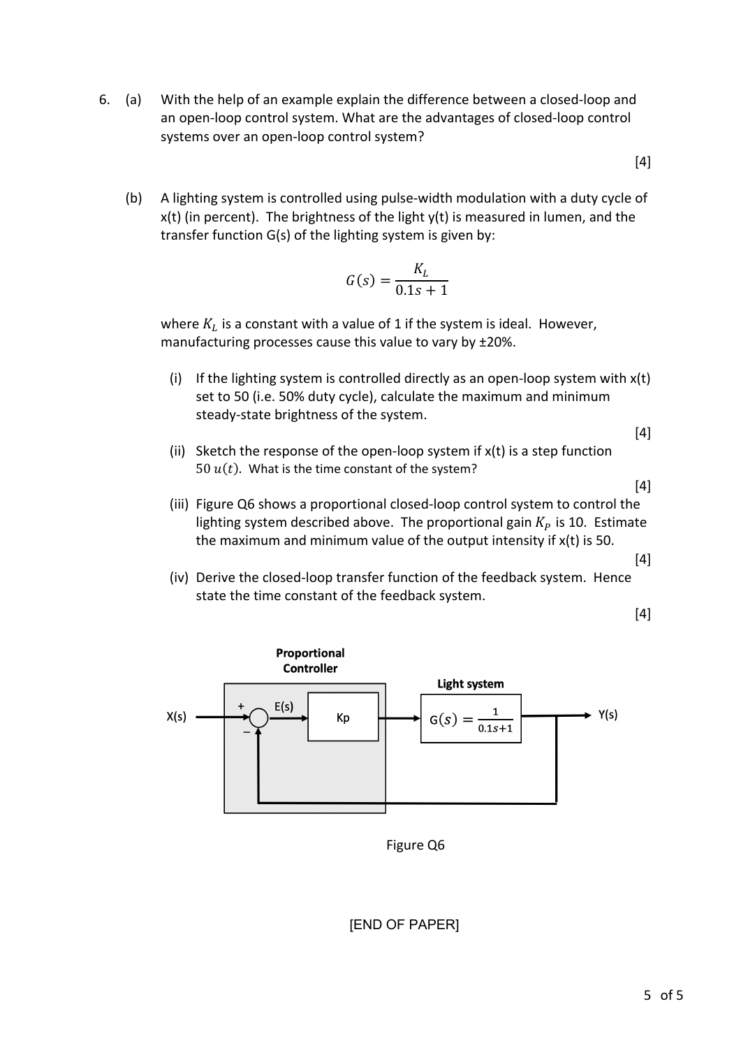6. (a) With the help of an example explain the difference between a closed-loop and an open-loop control system. What are the advantages of closed-loop control systems over an open-loop control system?

[4]

(b) A lighting system is controlled using pulse-width modulation with a duty cycle of x(t) (in percent). The brightness of the light y(t) is measured in lumen, and the transfer function G(s) of the lighting system is given by:

$$G(s) = \frac{K_L}{0.1s + 1}$$

where $K_L$ is a constant with a value of 1 if the system is ideal. However, manufacturing processes cause this value to vary by ±20%.

(i) If the lighting system is controlled directly as an open-loop system with x(t) set to 50 (i.e. 50% duty cycle), calculate the maximum and minimum steady-state brightness of the system.

[4]

(ii) Sketch the response of the open-loop system if x(t) is a step function $50\,u(t)$. What is the time constant of the system?

[4]

(iii) Figure Q6 shows a proportional closed-loop control system to control the lighting system described above. The proportional gain $K_P$ is 10. Estimate the maximum and minimum value of the output intensity if x(t) is 50.

[4]

(iv) Derive the closed-loop transfer function of the feedback system. Hence state the time constant of the feedback system.

[4]

Proportional Controller

Light system

X(s)

+

−

E(s)

Kp

$G(s) = \frac{1}{0.1s+1}$

Y(s)

Figure Q6

[END OF PAPER]